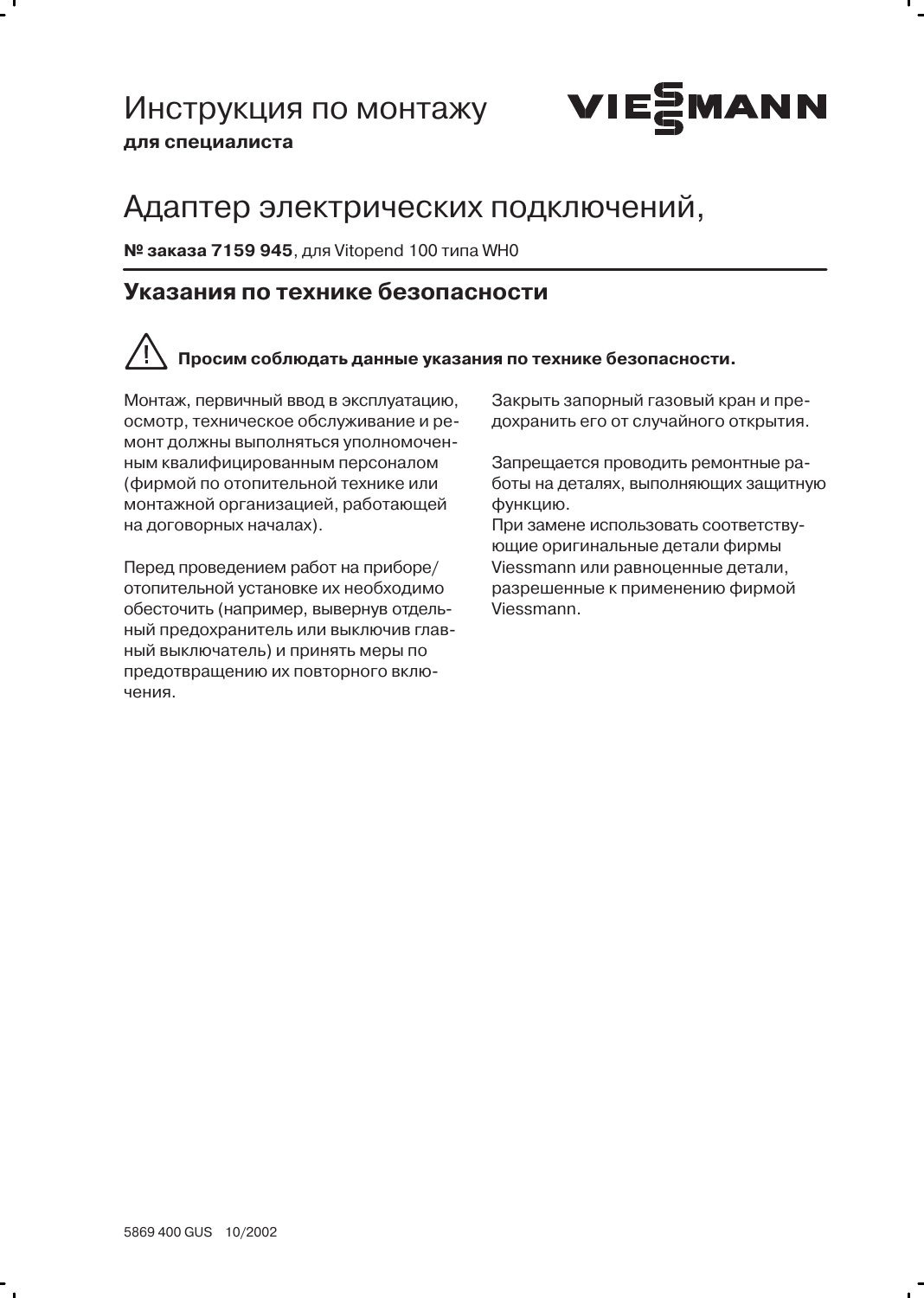# Инструкция по монтажу

**для специалиста**

VIESMANN

# Адаптер электрических подключений,

**№ заказа 7159 945**, для Vitopend 100 типа WH0

## Указания по технике безопасности

⚠ **Просим соблюдать данные указания по технике безопасности.**

Монтаж, первичный ввод в эксплуатацию, осмотр, техническое обслуживание и ремонт должны выполняться уполномоченным квалифицированным персоналом (фирмой по отопительной технике или монтажной организацией, работающей на договорных началах).

Перед проведением работ на приборе/отопительной установке их необходимо обесточить (например, вывернув отдельный предохранитель или выключив главный выключатель) и принять меры по предотвращению их повторного включения.

Закрыть запорный газовый кран и предохранить его от случайного открытия.

Запрещается проводить ремонтные работы на деталях, выполняющих защитную функцию.
При замене использовать соответствующие оригинальные детали фирмы Viessmann или равноценные детали, разрешенные к применению фирмой Viessmann.

5869 400 GUS 10/2002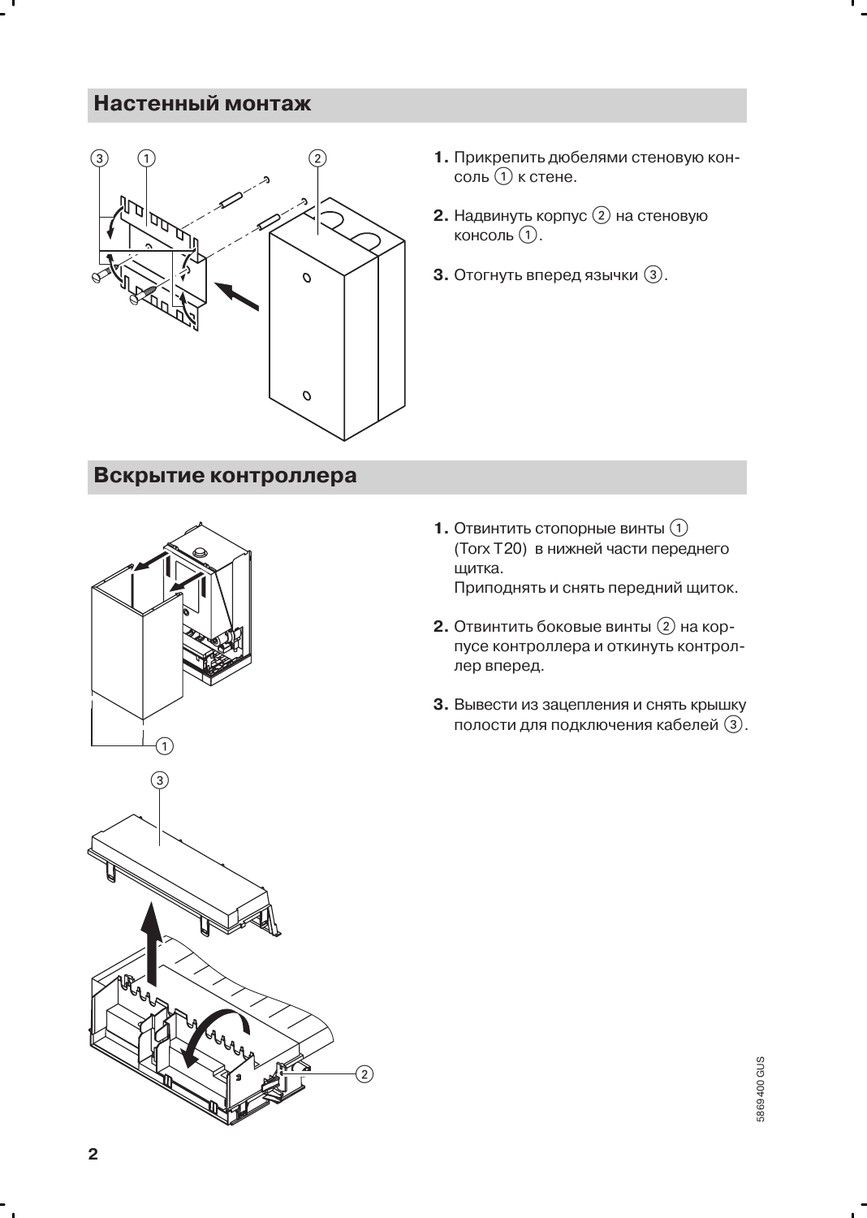## Настенный монтаж

1. Прикрепить дюбелями стеновую консоль ① к стене.
2. Надвинуть корпус ② на стеновую консоль ①.
3. Отогнуть вперед язычки ③.

## Вскрытие контроллера

1. Отвинтить стопорные винты ① (Torx T20) в нижней части переднего щитка.
   Приподнять и снять передний щиток.
2. Отвинтить боковые винты ② на корпусе контроллера и откинуть контроллер вперед.
3. Вывести из зацепления и снять крышку полости для подключения кабелей ③.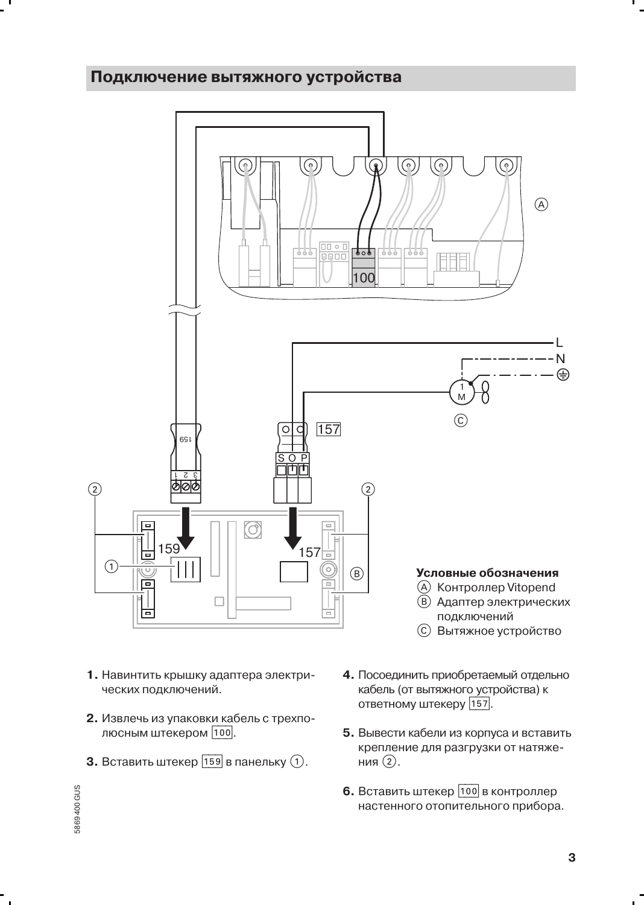## Подключение вытяжного устройства

**Условные обозначения**
- (A) Контроллер Vitopend
- (B) Адаптер электрических подключений
- (C) Вытяжное устройство

1. Навинтить крышку адаптера электрических подключений.
2. Извлечь из упаковки кабель с трехполюсным штекером [100].
3. Вставить штекер [159] в панельку (1).
4. Посоединить приобретаемый отдельно кабель (от вытяжного устройства) к ответному штекеру [157].
5. Вывести кабели из корпуса и вставить крепление для разгрузки от натяжения (2).
6. Вставить штекер [100] в контроллер настенного отопительного прибора.

5869 400 GUS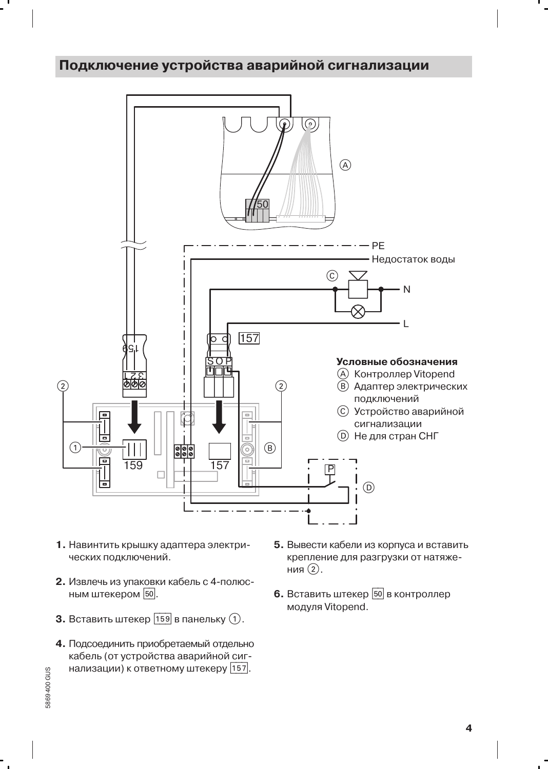## Подключение устройства аварийной сигнализации

PE

Недостаток воды

N

L

**Условные обозначения**

- Ⓐ Контроллер Vitopend
- Ⓑ Адаптер электрических подключений
- Ⓒ Устройство аварийной сигнализации
- Ⓓ Не для стран СНГ

1. Навинтить крышку адаптера электрических подключений.
2. Извлечь из упаковки кабель с 4-полюсным штекером [50].
3. Вставить штекер [159] в панельку ①.
4. Подсоединить приобретаемый отдельно кабель (от устройства аварийной сигнализации) к ответному штекеру [157].
5. Вывести кабели из корпуса и вставить крепление для разгрузки от натяжения ②.
6. Вставить штекер [50] в контроллер модуля Vitopend.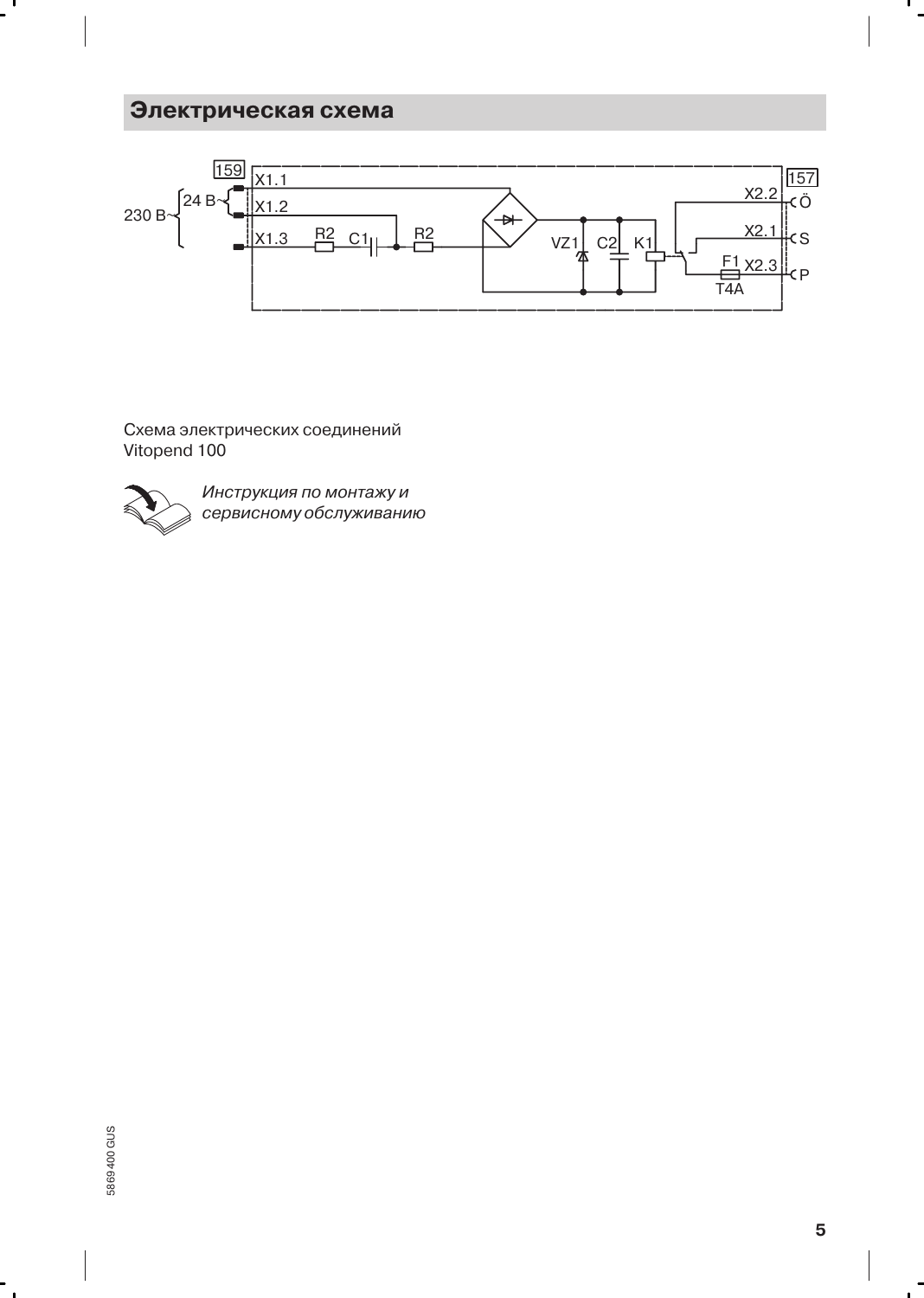## Электрическая схема

Схема электрических соединений
Vitopend 100

*Инструкция по монтажу и сервисному обслуживанию*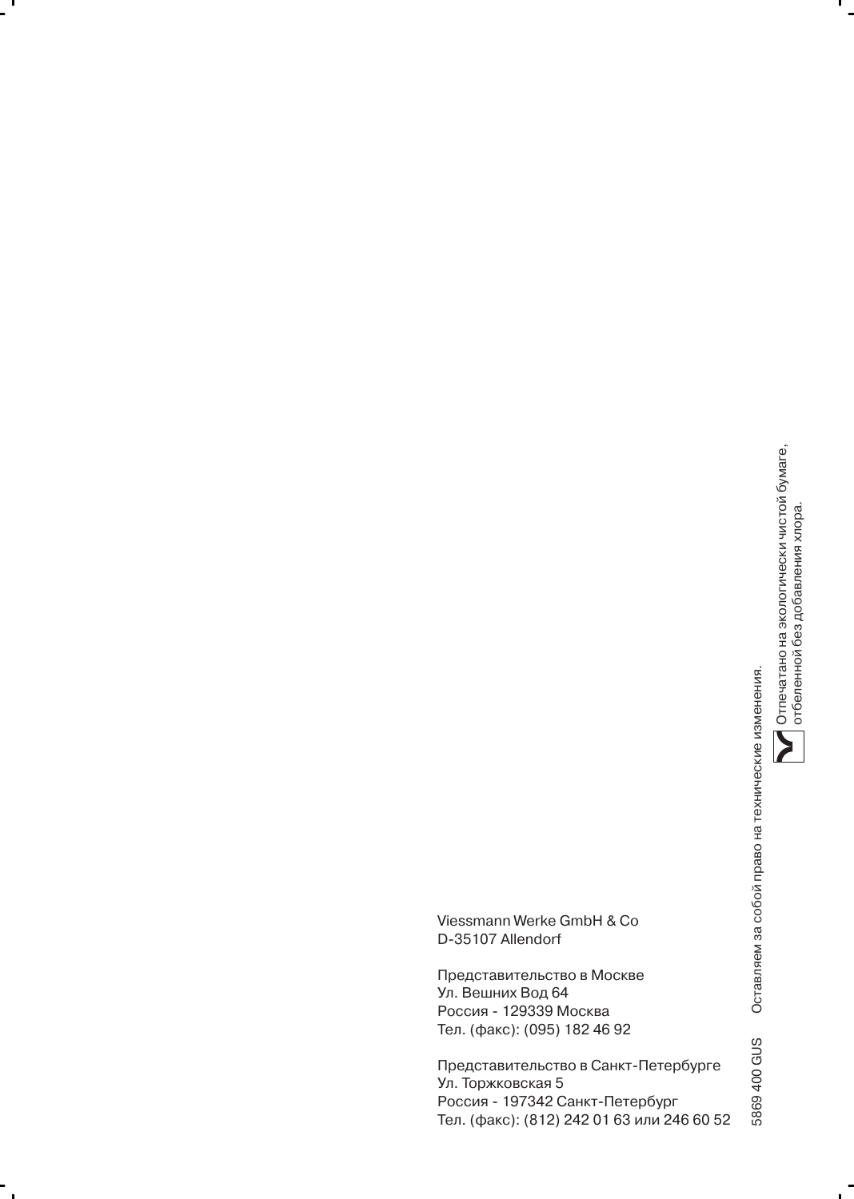Viessmann Werke GmbH & Co
D-35107 Allendorf

Представительство в Москве
Ул. Вешних Вод 64
Россия - 129339 Москва
Тел. (факс): (095) 182 46 92

Представительство в Санкт-Петербурге
Ул. Торжковская 5
Россия - 197342 Санкт-Петербург
Тел. (факс): (812) 242 01 63 или 246 60 52

5869 400 GUS    Оставляем за собой право на технические изменения.

Отпечатано на экологически чистой бумаге, отбеленной без добавления хлора.